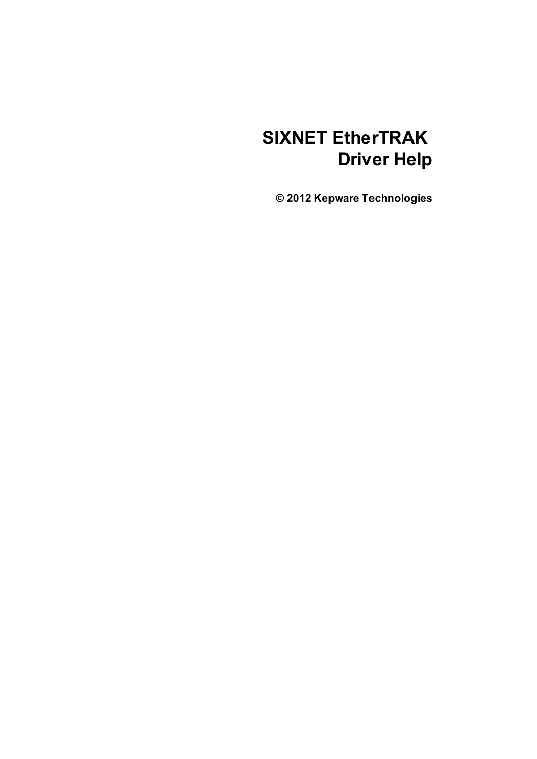# SIXNET EtherTRAK Driver Help

**© 2012 Kepware Technologies**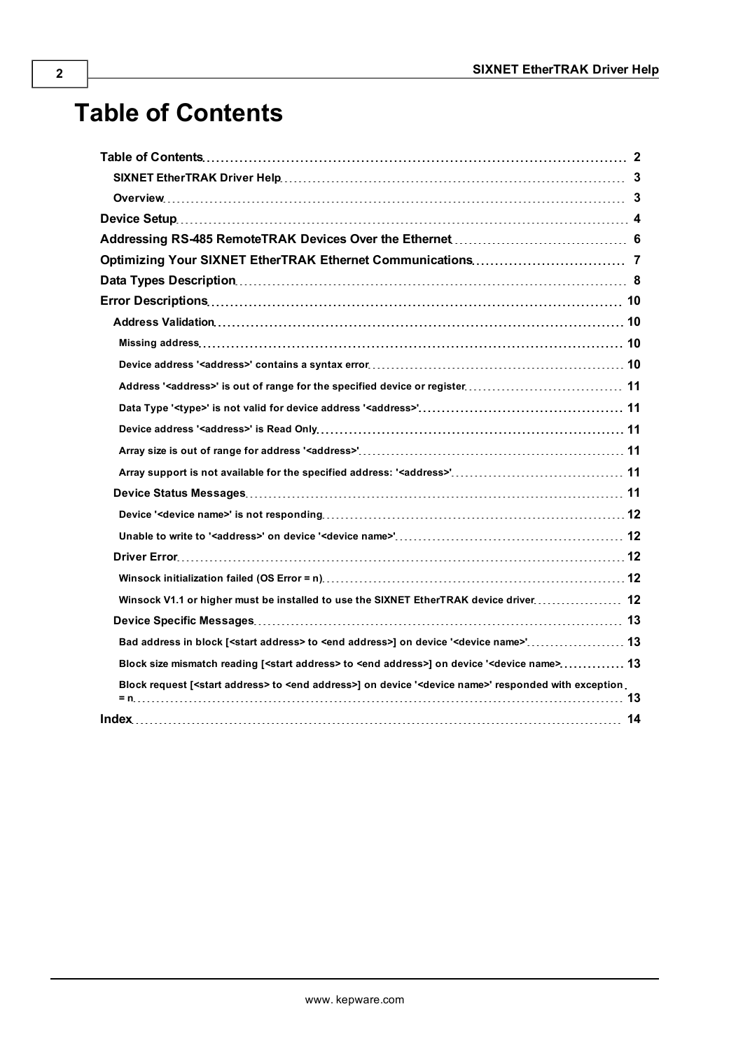# Table of Contents

- Table of Contents ... 2
  - SIXNET EtherTRAK Driver Help ... 3
  - Overview ... 3
- Device Setup ... 4
- Addressing RS-485 RemoteTRAK Devices Over the Ethernet ... 6
- Optimizing Your SIXNET EtherTRAK Ethernet Communications ... 7
- Data Types Description ... 8
- Error Descriptions ... 10
  - Address Validation ... 10
    - Missing address ... 10
    - Device address '<address>' contains a syntax error ... 10
    - Address '<address>' is out of range for the specified device or register ... 11
    - Data Type '<type>' is not valid for device address '<address>' ... 11
    - Device address '<address>' is Read Only ... 11
    - Array size is out of range for address '<address>' ... 11
    - Array support is not available for the specified address: '<address>' ... 11
  - Device Status Messages ... 11
    - Device '<device name>' is not responding ... 12
    - Unable to write to '<address>' on device '<device name>' ... 12
  - Driver Error ... 12
    - Winsock initialization failed (OS Error = n) ... 12
    - Winsock V1.1 or higher must be installed to use the SIXNET EtherTRAK device driver ... 12
  - Device Specific Messages ... 13
    - Bad address in block [<start address> to <end address>] on device '<device name>' ... 13
    - Block size mismatch reading [<start address> to <end address>] on device '<device name> ... 13
    - Block request [<start address> to <end address>] on device '<device name>' responded with exception = n ... 13
- Index ... 14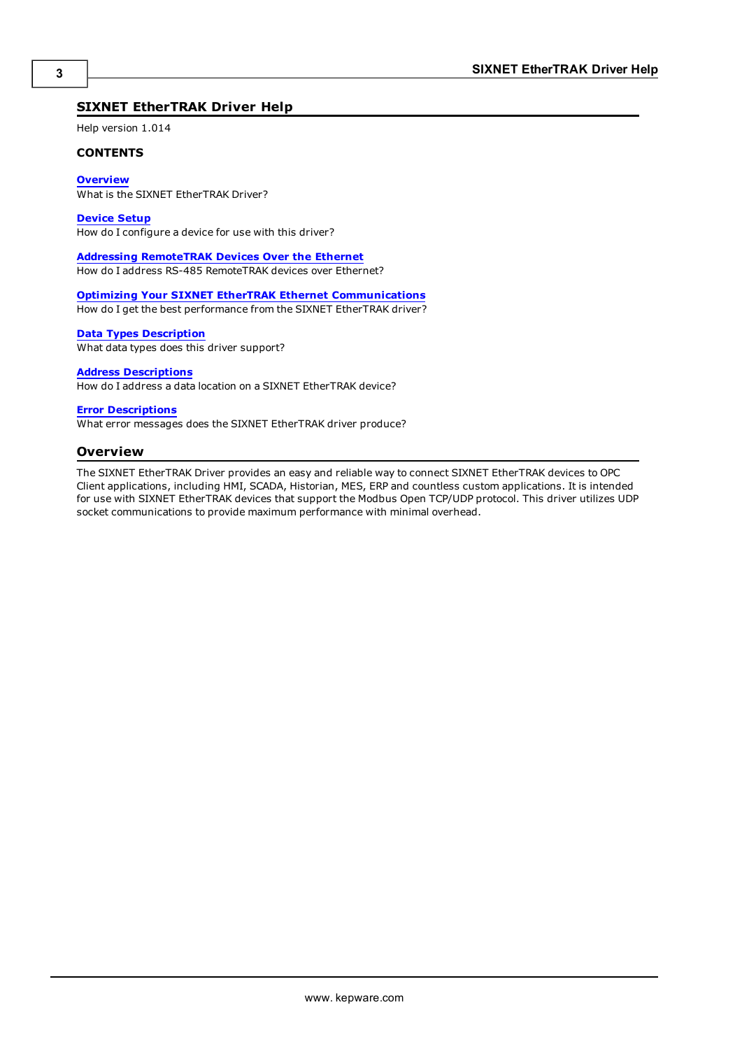# SIXNET EtherTRAK Driver Help

Help version 1.014

**CONTENTS**

**Overview**
What is the SIXNET EtherTRAK Driver?

**Device Setup**
How do I configure a device for use with this driver?

**Addressing RemoteTRAK Devices Over the Ethernet**
How do I address RS-485 RemoteTRAK devices over Ethernet?

**Optimizing Your SIXNET EtherTRAK Ethernet Communications**
How do I get the best performance from the SIXNET EtherTRAK driver?

**Data Types Description**
What data types does this driver support?

**Address Descriptions**
How do I address a data location on a SIXNET EtherTRAK device?

**Error Descriptions**
What error messages does the SIXNET EtherTRAK driver produce?

## Overview

The SIXNET EtherTRAK Driver provides an easy and reliable way to connect SIXNET EtherTRAK devices to OPC Client applications, including HMI, SCADA, Historian, MES, ERP and countless custom applications. It is intended for use with SIXNET EtherTRAK devices that support the Modbus Open TCP/UDP protocol. This driver utilizes UDP socket communications to provide maximum performance with minimal overhead.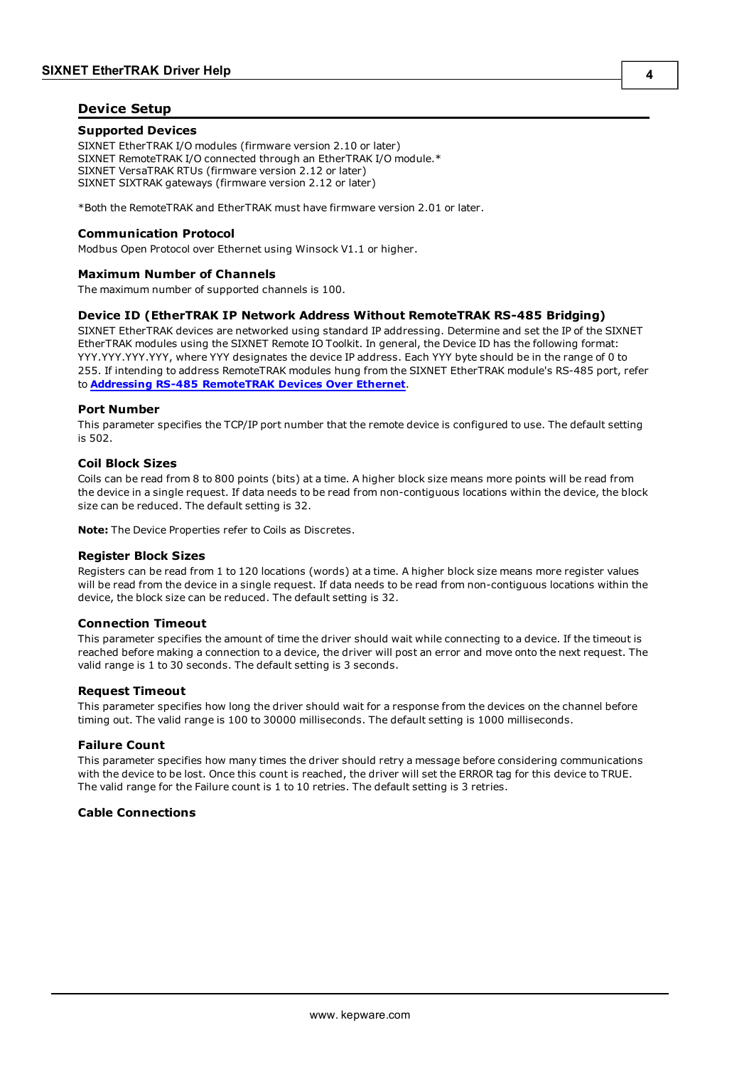## Device Setup

### Supported Devices

SIXNET EtherTRAK I/O modules (firmware version 2.10 or later)
SIXNET RemoteTRAK I/O connected through an EtherTRAK I/O module.*
SIXNET VersaTRAK RTUs (firmware version 2.12 or later)
SIXNET SIXTRAK gateways (firmware version 2.12 or later)

*Both the RemoteTRAK and EtherTRAK must have firmware version 2.01 or later.

### Communication Protocol

Modbus Open Protocol over Ethernet using Winsock V1.1 or higher.

### Maximum Number of Channels

The maximum number of supported channels is 100.

### Device ID (EtherTRAK IP Network Address Without RemoteTRAK RS-485 Bridging)

SIXNET EtherTRAK devices are networked using standard IP addressing. Determine and set the IP of the SIXNET EtherTRAK modules using the SIXNET Remote IO Toolkit. In general, the Device ID has the following format: YYY.YYY.YYY.YYY, where YYY designates the device IP address. Each YYY byte should be in the range of 0 to 255. If intending to address RemoteTRAK modules hung from the SIXNET EtherTRAK module's RS-485 port, refer to **Addressing RS-485 RemoteTRAK Devices Over Ethernet**.

### Port Number

This parameter specifies the TCP/IP port number that the remote device is configured to use. The default setting is 502.

### Coil Block Sizes

Coils can be read from 8 to 800 points (bits) at a time. A higher block size means more points will be read from the device in a single request. If data needs to be read from non-contiguous locations within the device, the block size can be reduced. The default setting is 32.

**Note:** The Device Properties refer to Coils as Discretes.

### Register Block Sizes

Registers can be read from 1 to 120 locations (words) at a time. A higher block size means more register values will be read from the device in a single request. If data needs to be read from non-contiguous locations within the device, the block size can be reduced. The default setting is 32.

### Connection Timeout

This parameter specifies the amount of time the driver should wait while connecting to a device. If the timeout is reached before making a connection to a device, the driver will post an error and move onto the next request. The valid range is 1 to 30 seconds. The default setting is 3 seconds.

### Request Timeout

This parameter specifies how long the driver should wait for a response from the devices on the channel before timing out. The valid range is 100 to 30000 milliseconds. The default setting is 1000 milliseconds.

### Failure Count

This parameter specifies how many times the driver should retry a message before considering communications with the device to be lost. Once this count is reached, the driver will set the ERROR tag for this device to TRUE. The valid range for the Failure count is 1 to 10 retries. The default setting is 3 retries.

### Cable Connections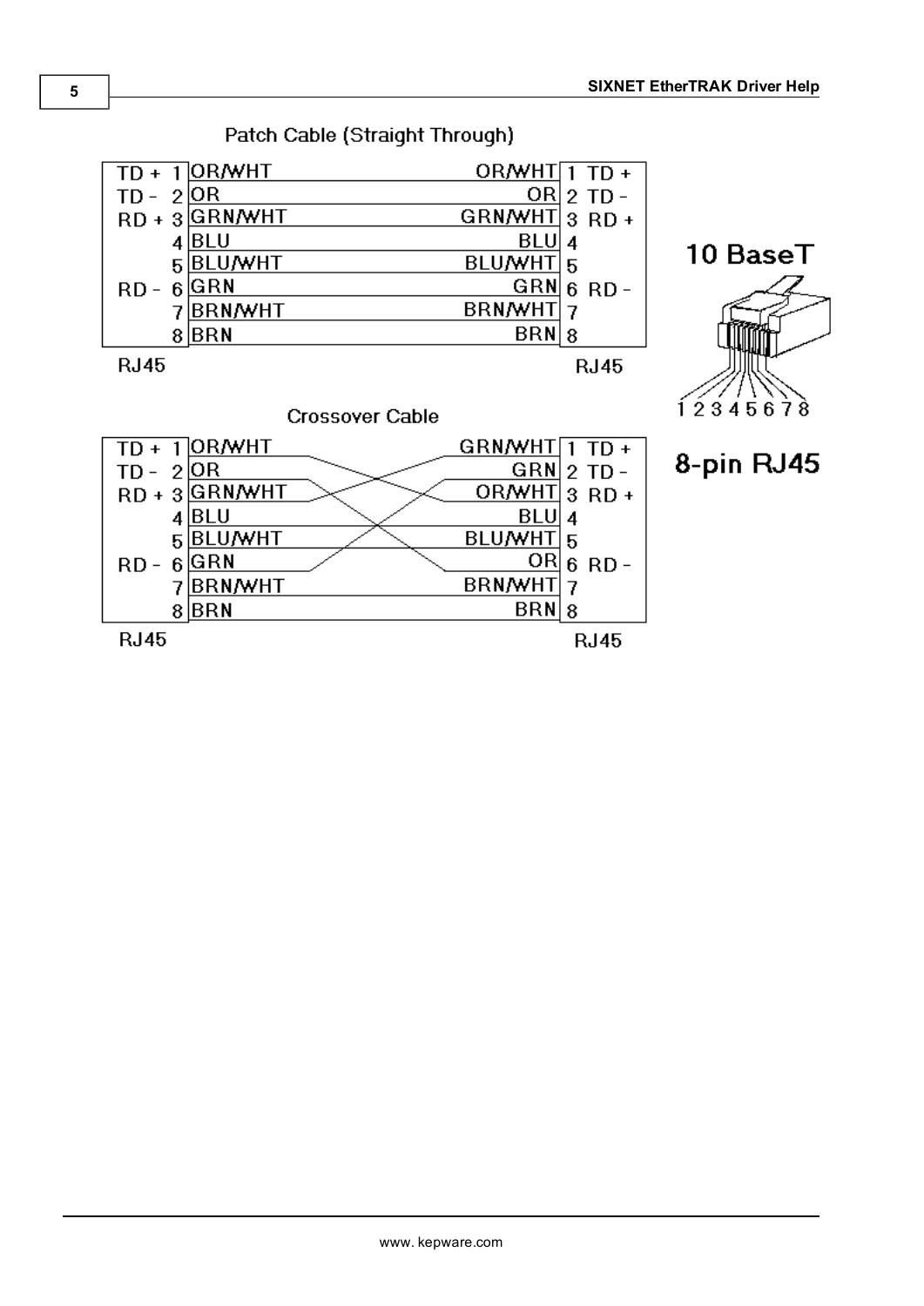## Patch Cable (Straight Through)

| Signal | Pin | Color (RJ45) | Color (RJ45) | Pin | Signal |
|---|---|---|---|---|---|
| TD + | 1 | OR/WHT | OR/WHT | 1 | TD + |
| TD - | 2 | OR | OR | 2 | TD - |
| RD + | 3 | GRN/WHT | GRN/WHT | 3 | RD + |
| | 4 | BLU | BLU | 4 | |
| | 5 | BLU/WHT | BLU/WHT | 5 | |
| RD - | 6 | GRN | GRN | 6 | RD - |
| | 7 | BRN/WHT | BRN/WHT | 7 | |
| | 8 | BRN | BRN | 8 | |

RJ45 — RJ45

## Crossover Cable

| Signal | Pin | Color (RJ45) | Color (RJ45) | Pin | Signal |
|---|---|---|---|---|---|
| TD + | 1 | OR/WHT | GRN/WHT | 1 | TD + |
| TD - | 2 | OR | GRN | 2 | TD - |
| RD + | 3 | GRN/WHT | OR/WHT | 3 | RD + |
| | 4 | BLU | BLU | 4 | |
| | 5 | BLU/WHT | BLU/WHT | 5 | |
| RD - | 6 | GRN | OR | 6 | RD - |
| | 7 | BRN/WHT | BRN/WHT | 7 | |
| | 8 | BRN | BRN | 8 | |

RJ45 — RJ45

**10 BaseT**

1 2 3 4 5 6 7 8

**8-pin RJ45**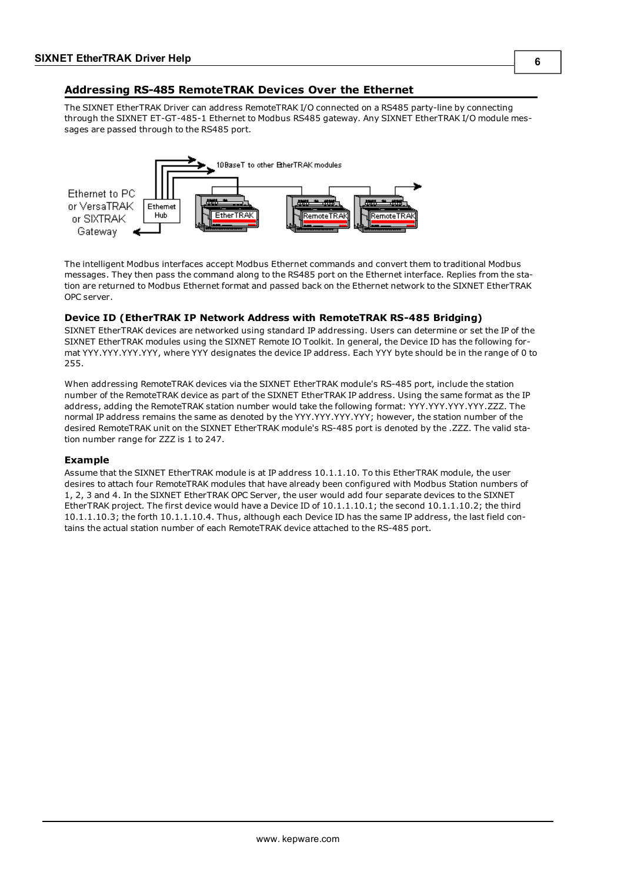## Addressing RS-485 RemoteTRAK Devices Over the Ethernet

The SIXNET EtherTRAK Driver can address RemoteTRAK I/O connected on a RS485 party-line by connecting through the SIXNET ET-GT-485-1 Ethernet to Modbus RS485 gateway. Any SIXNET EtherTRAK I/O module messages are passed through to the RS485 port.

The intelligent Modbus interfaces accept Modbus Ethernet commands and convert them to traditional Modbus messages. They then pass the command along to the RS485 port on the Ethernet interface. Replies from the station are returned to Modbus Ethernet format and passed back on the Ethernet network to the SIXNET EtherTRAK OPC server.

### Device ID (EtherTRAK IP Network Address with RemoteTRAK RS-485 Bridging)

SIXNET EtherTRAK devices are networked using standard IP addressing. Users can determine or set the IP of the SIXNET EtherTRAK modules using the SIXNET Remote IO Toolkit. In general, the Device ID has the following format YYY.YYY.YYY.YYY, where YYY designates the device IP address. Each YYY byte should be in the range of 0 to 255.

When addressing RemoteTRAK devices via the SIXNET EtherTRAK module's RS-485 port, include the station number of the RemoteTRAK device as part of the SIXNET EtherTRAK IP address. Using the same format as the IP address, adding the RemoteTRAK station number would take the following format: YYY.YYY.YYY.YYY.ZZZ. The normal IP address remains the same as denoted by the YYY.YYY.YYY.YYY; however, the station number of the desired RemoteTRAK unit on the SIXNET EtherTRAK module's RS-485 port is denoted by the .ZZZ. The valid station number range for ZZZ is 1 to 247.

### Example

Assume that the SIXNET EtherTRAK module is at IP address 10.1.1.10. To this EtherTRAK module, the user desires to attach four RemoteTRAK modules that have already been configured with Modbus Station numbers of 1, 2, 3 and 4. In the SIXNET EtherTRAK OPC Server, the user would add four separate devices to the SIXNET EtherTRAK project. The first device would have a Device ID of 10.1.1.10.1; the second 10.1.1.10.2; the third 10.1.1.10.3; the forth 10.1.1.10.4. Thus, although each Device ID has the same IP address, the last field contains the actual station number of each RemoteTRAK device attached to the RS-485 port.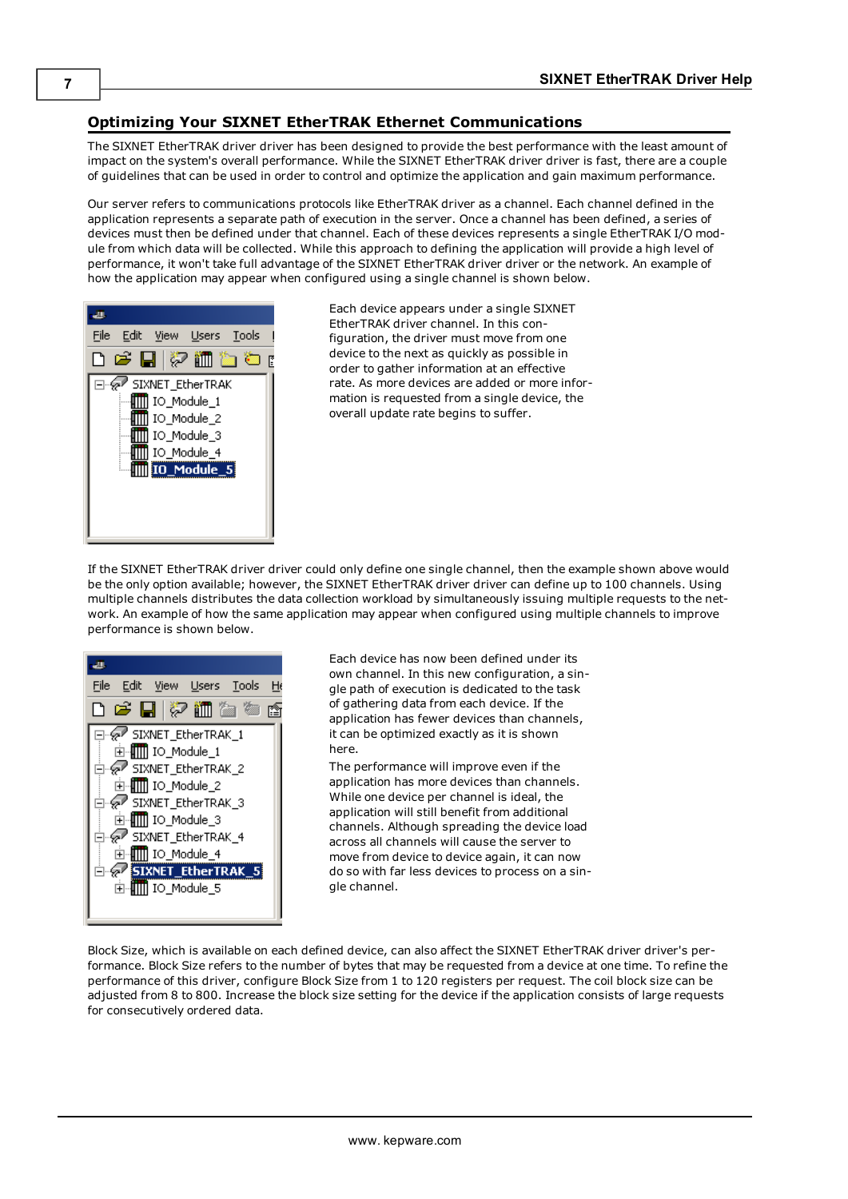## Optimizing Your SIXNET EtherTRAK Ethernet Communications

The SIXNET EtherTRAK driver driver has been designed to provide the best performance with the least amount of impact on the system's overall performance. While the SIXNET EtherTRAK driver driver is fast, there are a couple of guidelines that can be used in order to control and optimize the application and gain maximum performance.

Our server refers to communications protocols like EtherTRAK driver as a channel. Each channel defined in the application represents a separate path of execution in the server. Once a channel has been defined, a series of devices must then be defined under that channel. Each of these devices represents a single EtherTRAK I/O module from which data will be collected. While this approach to defining the application will provide a high level of performance, it won't take full advantage of the SIXNET EtherTRAK driver driver or the network. An example of how the application may appear when configured using a single channel is shown below.

Each device appears under a single SIXNET EtherTRAK driver channel. In this configuration, the driver must move from one device to the next as quickly as possible in order to gather information at an effective rate. As more devices are added or more information is requested from a single device, the overall update rate begins to suffer.

If the SIXNET EtherTRAK driver driver could only define one single channel, then the example shown above would be the only option available; however, the SIXNET EtherTRAK driver driver can define up to 100 channels. Using multiple channels distributes the data collection workload by simultaneously issuing multiple requests to the network. An example of how the same application may appear when configured using multiple channels to improve performance is shown below.

Each device has now been defined under its own channel. In this new configuration, a single path of execution is dedicated to the task of gathering data from each device. If the application has fewer devices than channels, it can be optimized exactly as it is shown here.

The performance will improve even if the application has more devices than channels. While one device per channel is ideal, the application will still benefit from additional channels. Although spreading the device load across all channels will cause the server to move from device to device again, it can now do so with far less devices to process on a single channel.

Block Size, which is available on each defined device, can also affect the SIXNET EtherTRAK driver driver's performance. Block Size refers to the number of bytes that may be requested from a device at one time. To refine the performance of this driver, configure Block Size from 1 to 120 registers per request. The coil block size can be adjusted from 8 to 800. Increase the block size setting for the device if the application consists of large requests for consecutively ordered data.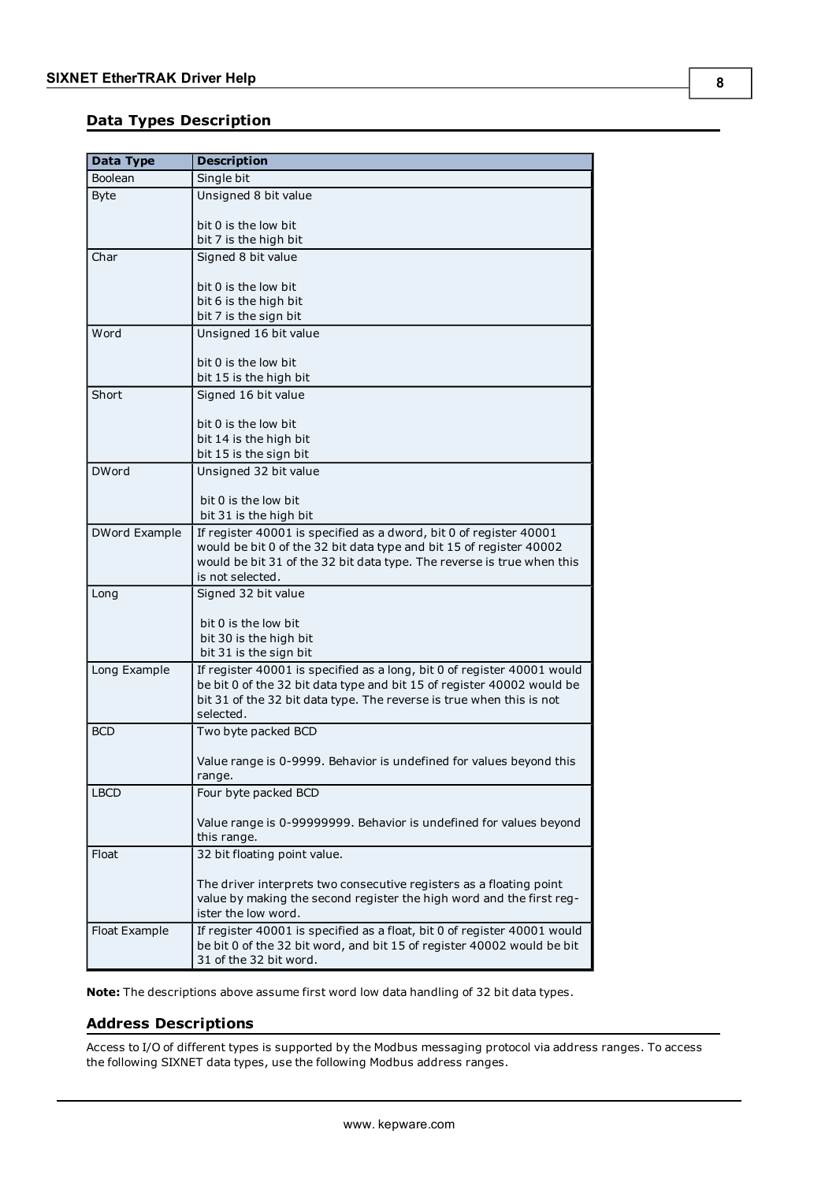## Data Types Description

| Data Type | Description |
|---|---|
| Boolean | Single bit |
| Byte | Unsigned 8 bit value<br><br>bit 0 is the low bit<br>bit 7 is the high bit |
| Char | Signed 8 bit value<br><br>bit 0 is the low bit<br>bit 6 is the high bit<br>bit 7 is the sign bit |
| Word | Unsigned 16 bit value<br><br>bit 0 is the low bit<br>bit 15 is the high bit |
| Short | Signed 16 bit value<br><br>bit 0 is the low bit<br>bit 14 is the high bit<br>bit 15 is the sign bit |
| DWord | Unsigned 32 bit value<br><br>bit 0 is the low bit<br>bit 31 is the high bit |
| DWord Example | If register 40001 is specified as a dword, bit 0 of register 40001 would be bit 0 of the 32 bit data type and bit 15 of register 40002 would be bit 31 of the 32 bit data type. The reverse is true when this is not selected. |
| Long | Signed 32 bit value<br><br>bit 0 is the low bit<br>bit 30 is the high bit<br>bit 31 is the sign bit |
| Long Example | If register 40001 is specified as a long, bit 0 of register 40001 would be bit 0 of the 32 bit data type and bit 15 of register 40002 would be bit 31 of the 32 bit data type. The reverse is true when this is not selected. |
| BCD | Two byte packed BCD<br><br>Value range is 0-9999. Behavior is undefined for values beyond this range. |
| LBCD | Four byte packed BCD<br><br>Value range is 0-99999999. Behavior is undefined for values beyond this range. |
| Float | 32 bit floating point value.<br><br>The driver interprets two consecutive registers as a floating point value by making the second register the high word and the first register the low word. |
| Float Example | If register 40001 is specified as a float, bit 0 of register 40001 would be bit 0 of the 32 bit word, and bit 15 of register 40002 would be bit 31 of the 32 bit word. |

**Note:** The descriptions above assume first word low data handling of 32 bit data types.

## Address Descriptions

Access to I/O of different types is supported by the Modbus messaging protocol via address ranges. To access the following SIXNET data types, use the following Modbus address ranges.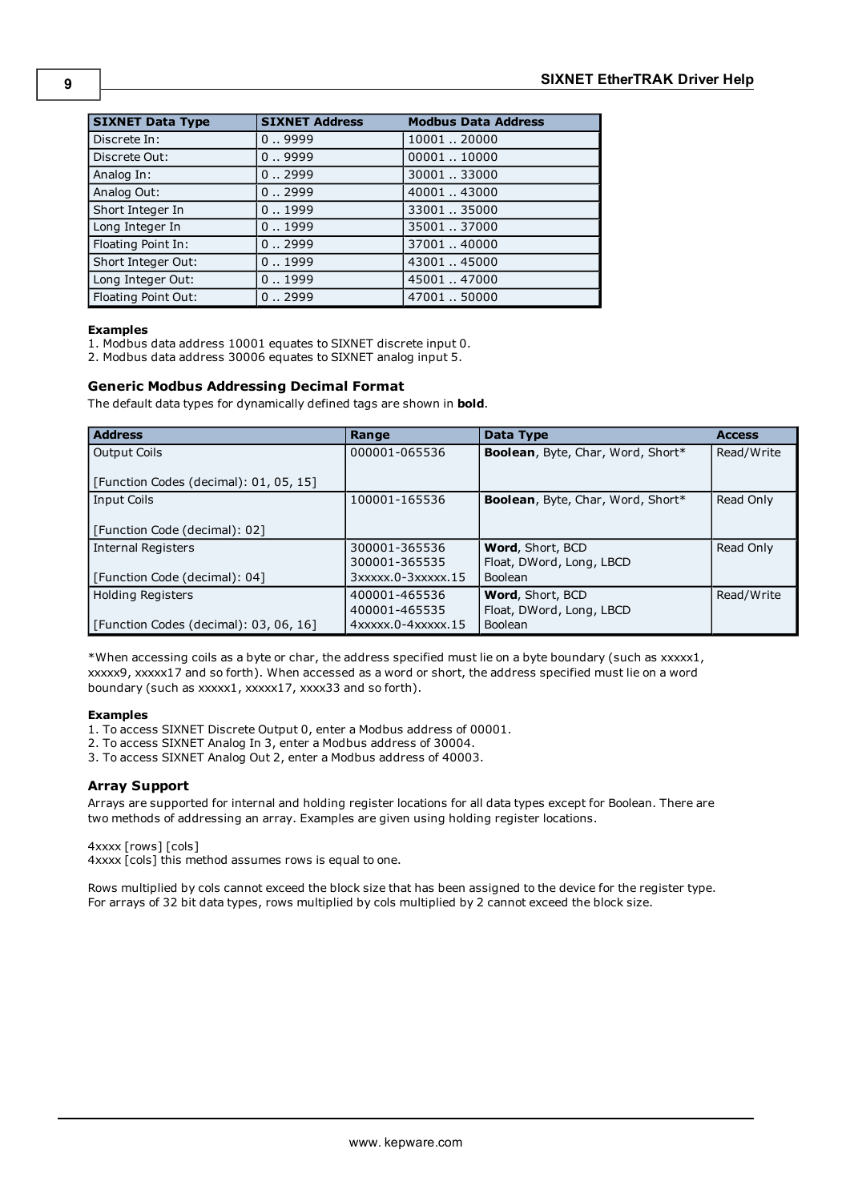| SIXNET Data Type | SIXNET Address | Modbus Data Address |
|---|---|---|
| Discrete In: | 0 .. 9999 | 10001 .. 20000 |
| Discrete Out: | 0 .. 9999 | 00001 .. 10000 |
| Analog In: | 0 .. 2999 | 30001 .. 33000 |
| Analog Out: | 0 .. 2999 | 40001 .. 43000 |
| Short Integer In | 0 .. 1999 | 33001 .. 35000 |
| Long Integer In | 0 .. 1999 | 35001 .. 37000 |
| Floating Point In: | 0 .. 2999 | 37001 .. 40000 |
| Short Integer Out: | 0 .. 1999 | 43001 .. 45000 |
| Long Integer Out: | 0 .. 1999 | 45001 .. 47000 |
| Floating Point Out: | 0 .. 2999 | 47001 .. 50000 |

**Examples**

1. Modbus data address 10001 equates to SIXNET discrete input 0.
2. Modbus data address 30006 equates to SIXNET analog input 5.

### Generic Modbus Addressing Decimal Format

The default data types for dynamically defined tags are shown in **bold**.

| Address | Range | Data Type | Access |
|---|---|---|---|
| Output Coils<br><br>[Function Codes (decimal): 01, 05, 15] | 000001-065536 | **Boolean**, Byte, Char, Word, Short* | Read/Write |
| Input Coils<br><br>[Function Code (decimal): 02] | 100001-165536 | **Boolean**, Byte, Char, Word, Short* | Read Only |
| Internal Registers<br><br>[Function Code (decimal): 04] | 300001-365536<br>300001-365535<br>3xxxxx.0-3xxxxx.15 | **Word**, Short, BCD<br>Float, DWord, Long, LBCD<br>Boolean | Read Only |
| Holding Registers<br><br>[Function Codes (decimal): 03, 06, 16] | 400001-465536<br>400001-465535<br>4xxxxx.0-4xxxxx.15 | **Word**, Short, BCD<br>Float, DWord, Long, LBCD<br>Boolean | Read/Write |

*When accessing coils as a byte or char, the address specified must lie on a byte boundary (such as xxxxx1, xxxxx9, xxxxx17 and so forth). When accessed as a word or short, the address specified must lie on a word boundary (such as xxxxx1, xxxxx17, xxxx33 and so forth).

**Examples**

1. To access SIXNET Discrete Output 0, enter a Modbus address of 00001.
2. To access SIXNET Analog In 3, enter a Modbus address of 30004.
3. To access SIXNET Analog Out 2, enter a Modbus address of 40003.

### Array Support

Arrays are supported for internal and holding register locations for all data types except for Boolean. There are two methods of addressing an array. Examples are given using holding register locations.

4xxxx [rows] [cols]
4xxxx [cols] this method assumes rows is equal to one.

Rows multiplied by cols cannot exceed the block size that has been assigned to the device for the register type. For arrays of 32 bit data types, rows multiplied by cols multiplied by 2 cannot exceed the block size.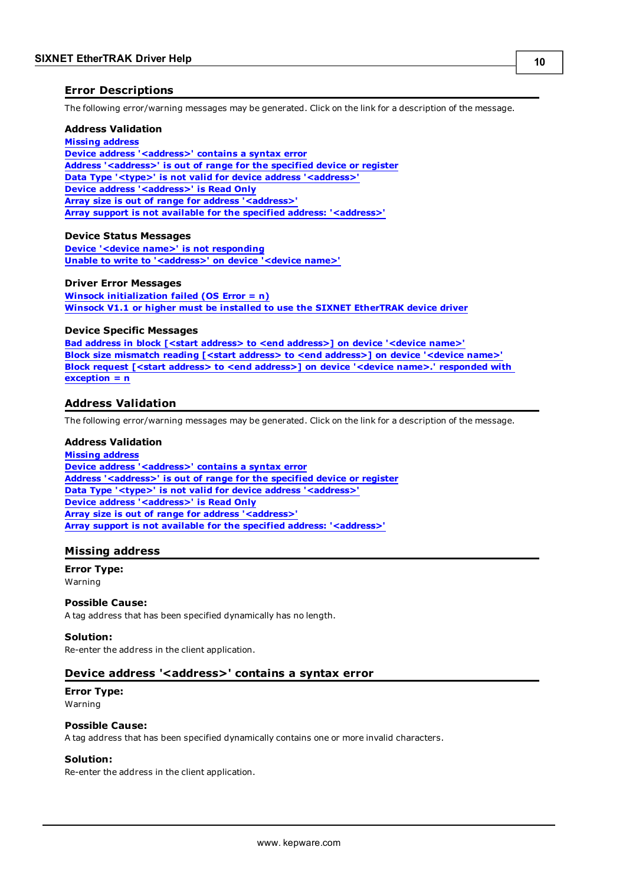## Error Descriptions

The following error/warning messages may be generated. Click on the link for a description of the message.

**Address Validation**

Missing address
Device address '<address>' contains a syntax error
Address '<address>' is out of range for the specified device or register
Data Type '<type>' is not valid for device address '<address>'
Device address '<address>' is Read Only
Array size is out of range for address '<address>'
Array support is not available for the specified address: '<address>'

**Device Status Messages**

Device '<device name>' is not responding
Unable to write to '<address>' on device '<device name>'

**Driver Error Messages**

Winsock initialization failed (OS Error = n)
Winsock V1.1 or higher must be installed to use the SIXNET EtherTRAK device driver

**Device Specific Messages**

Bad address in block [<start address> to <end address>] on device '<device name>'
Block size mismatch reading [<start address> to <end address>] on device '<device name>'
Block request [<start address> to <end address>] on device '<device name>.' responded with exception = n

## Address Validation

The following error/warning messages may be generated. Click on the link for a description of the message.

**Address Validation**

Missing address
Device address '<address>' contains a syntax error
Address '<address>' is out of range for the specified device or register
Data Type '<type>' is not valid for device address '<address>'
Device address '<address>' is Read Only
Array size is out of range for address '<address>'
Array support is not available for the specified address: '<address>'

## Missing address

**Error Type:**
Warning

**Possible Cause:**
A tag address that has been specified dynamically has no length.

**Solution:**
Re-enter the address in the client application.

## Device address '<address>' contains a syntax error

**Error Type:**
Warning

**Possible Cause:**
A tag address that has been specified dynamically contains one or more invalid characters.

**Solution:**
Re-enter the address in the client application.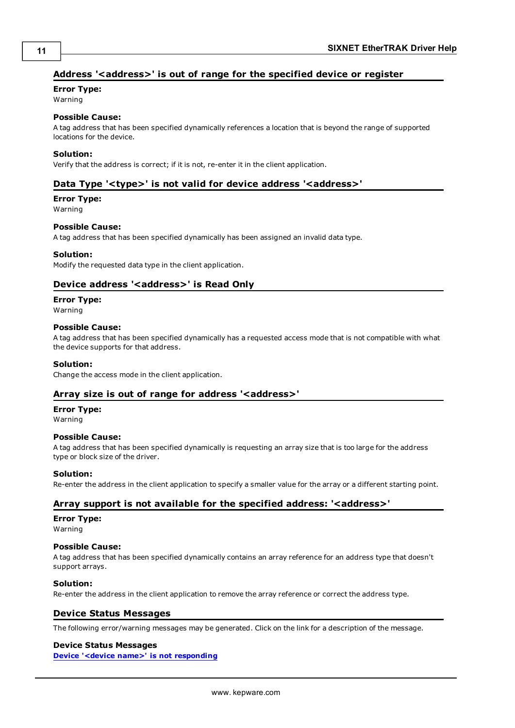## Address '<address>' is out of range for the specified device or register

**Error Type:**
Warning

**Possible Cause:**
A tag address that has been specified dynamically references a location that is beyond the range of supported locations for the device.

**Solution:**
Verify that the address is correct; if it is not, re-enter it in the client application.

## Data Type '<type>' is not valid for device address '<address>'

**Error Type:**
Warning

**Possible Cause:**
A tag address that has been specified dynamically has been assigned an invalid data type.

**Solution:**
Modify the requested data type in the client application.

## Device address '<address>' is Read Only

**Error Type:**
Warning

**Possible Cause:**
A tag address that has been specified dynamically has a requested access mode that is not compatible with what the device supports for that address.

**Solution:**
Change the access mode in the client application.

## Array size is out of range for address '<address>'

**Error Type:**
Warning

**Possible Cause:**
A tag address that has been specified dynamically is requesting an array size that is too large for the address type or block size of the driver.

**Solution:**
Re-enter the address in the client application to specify a smaller value for the array or a different starting point.

## Array support is not available for the specified address: '<address>'

**Error Type:**
Warning

**Possible Cause:**
A tag address that has been specified dynamically contains an array reference for an address type that doesn't support arrays.

**Solution:**
Re-enter the address in the client application to remove the array reference or correct the address type.

## Device Status Messages

The following error/warning messages may be generated. Click on the link for a description of the message.

**Device Status Messages**
**Device '<device name>' is not responding**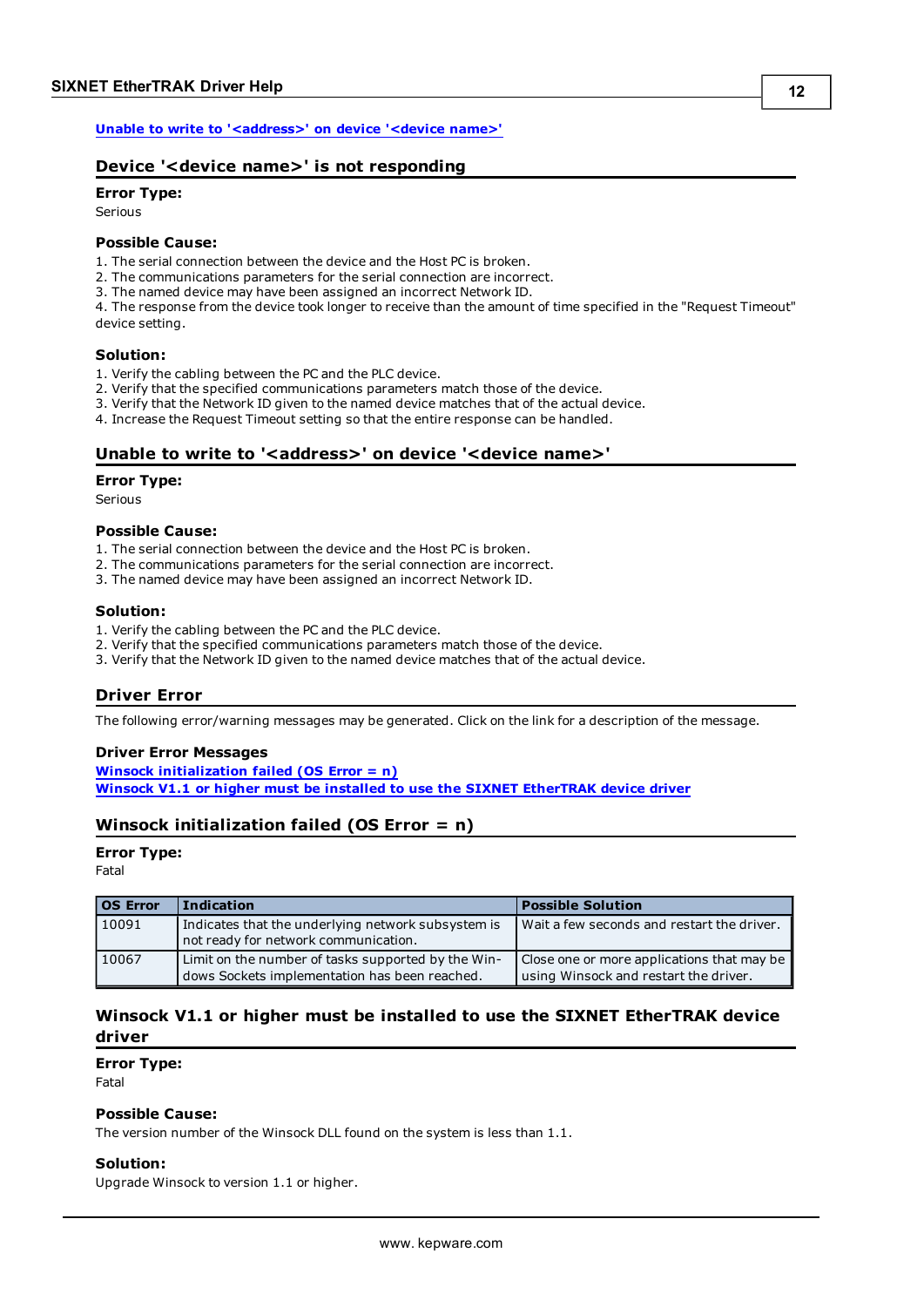[Unable to write to '<address>' on device '<device name>']

## Device '<device name>' is not responding

**Error Type:**

Serious

**Possible Cause:**

1. The serial connection between the device and the Host PC is broken.
2. The communications parameters for the serial connection are incorrect.
3. The named device may have been assigned an incorrect Network ID.
4. The response from the device took longer to receive than the amount of time specified in the "Request Timeout" device setting.

**Solution:**

1. Verify the cabling between the PC and the PLC device.
2. Verify that the specified communications parameters match those of the device.
3. Verify that the Network ID given to the named device matches that of the actual device.
4. Increase the Request Timeout setting so that the entire response can be handled.

## Unable to write to '<address>' on device '<device name>'

**Error Type:**

Serious

**Possible Cause:**

1. The serial connection between the device and the Host PC is broken.
2. The communications parameters for the serial connection are incorrect.
3. The named device may have been assigned an incorrect Network ID.

**Solution:**

1. Verify the cabling between the PC and the PLC device.
2. Verify that the specified communications parameters match those of the device.
3. Verify that the Network ID given to the named device matches that of the actual device.

# Driver Error

The following error/warning messages may be generated. Click on the link for a description of the message.

**Driver Error Messages**

[Winsock initialization failed (OS Error = n)]
[Winsock V1.1 or higher must be installed to use the SIXNET EtherTRAK device driver]

## Winsock initialization failed (OS Error = n)

**Error Type:**

Fatal

| OS Error | Indication | Possible Solution |
|---|---|---|
| 10091 | Indicates that the underlying network subsystem is not ready for network communication. | Wait a few seconds and restart the driver. |
| 10067 | Limit on the number of tasks supported by the Windows Sockets implementation has been reached. | Close one or more applications that may be using Winsock and restart the driver. |

## Winsock V1.1 or higher must be installed to use the SIXNET EtherTRAK device driver

**Error Type:**

Fatal

**Possible Cause:**

The version number of the Winsock DLL found on the system is less than 1.1.

**Solution:**

Upgrade Winsock to version 1.1 or higher.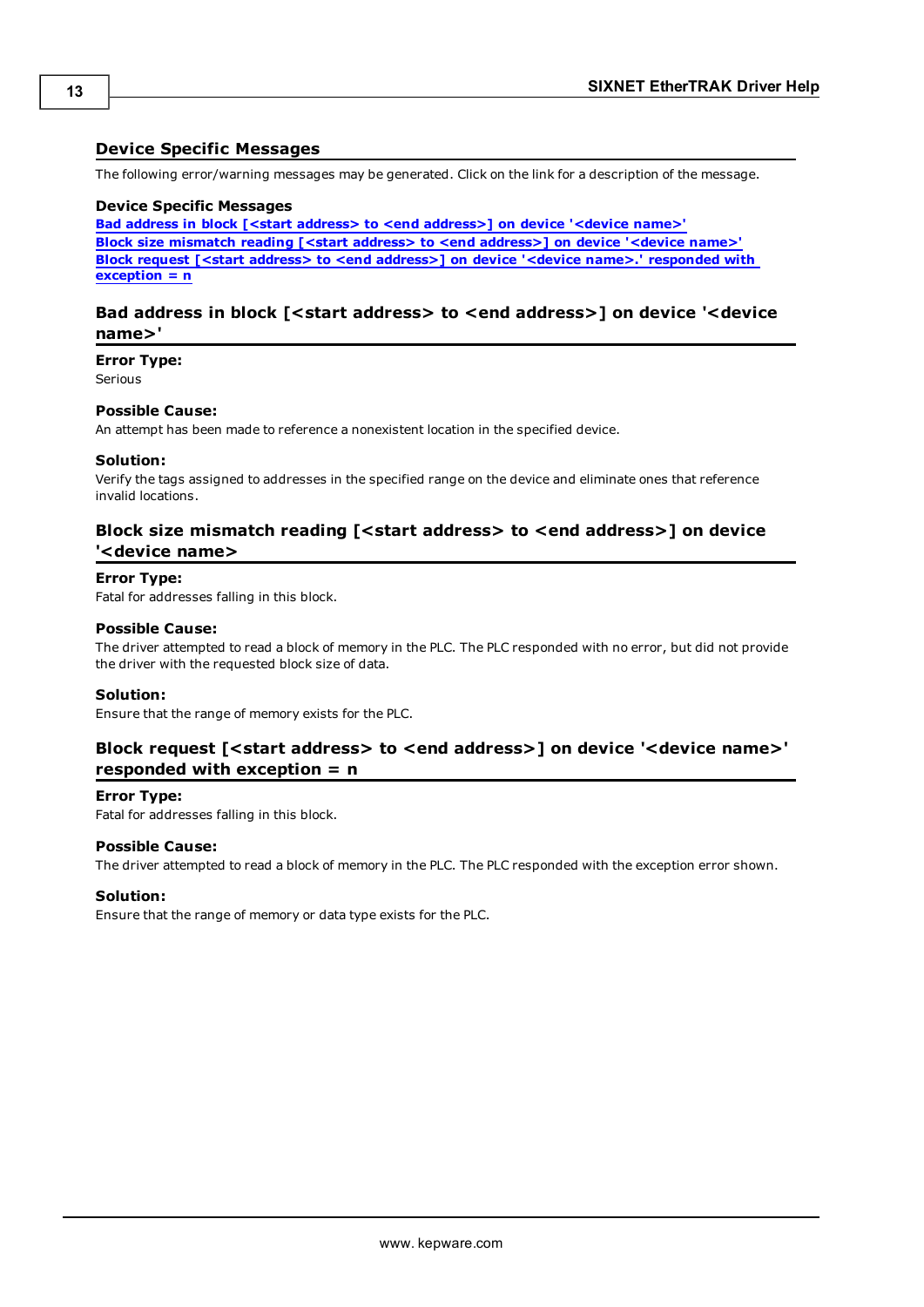## Device Specific Messages

The following error/warning messages may be generated. Click on the link for a description of the message.

**Device Specific Messages**

**Bad address in block [<start address> to <end address>] on device '<device name>'**
**Block size mismatch reading [<start address> to <end address>] on device '<device name>'**
**Block request [<start address> to <end address>] on device '<device name>.' responded with exception = n**

### Bad address in block [<start address> to <end address>] on device '<device name>'

**Error Type:**
Serious

**Possible Cause:**
An attempt has been made to reference a nonexistent location in the specified device.

**Solution:**
Verify the tags assigned to addresses in the specified range on the device and eliminate ones that reference invalid locations.

### Block size mismatch reading [<start address> to <end address>] on device '<device name>

**Error Type:**
Fatal for addresses falling in this block.

**Possible Cause:**
The driver attempted to read a block of memory in the PLC. The PLC responded with no error, but did not provide the driver with the requested block size of data.

**Solution:**
Ensure that the range of memory exists for the PLC.

### Block request [<start address> to <end address>] on device '<device name>' responded with exception = n

**Error Type:**
Fatal for addresses falling in this block.

**Possible Cause:**
The driver attempted to read a block of memory in the PLC. The PLC responded with the exception error shown.

**Solution:**
Ensure that the range of memory or data type exists for the PLC.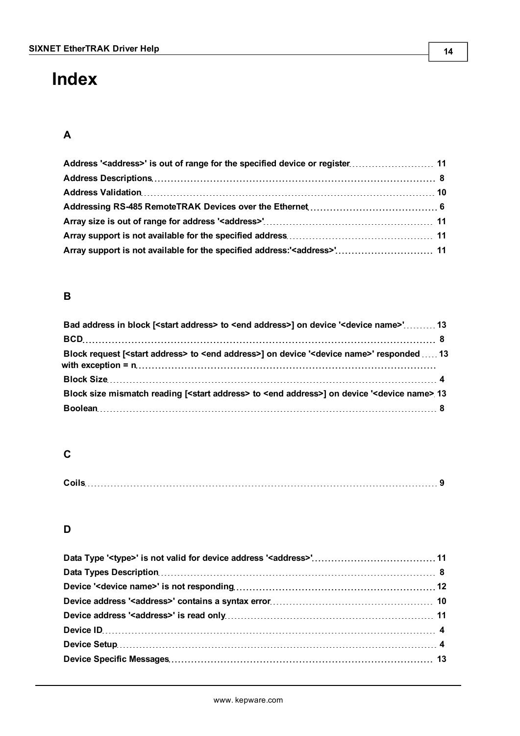# Index

## A

Address '<address>' is out of range for the specified device or register 11
Address Descriptions 8
Address Validation 10
Addressing RS-485 RemoteTRAK Devices over the Ethernet 6
Array size is out of range for address '<address>' 11
Array support is not available for the specified address 11
Array support is not available for the specified address:'<address>' 11

## B

Bad address in block [<start address> to <end address>] on device '<device name>' 13
BCD 8
Block request [<start address> to <end address>] on device '<device name>' responded with exception = n 13
Block Size 4
Block size mismatch reading [<start address> to <end address>] on device '<device name> 13
Boolean 8

## C

Coils 9

## D

Data Type '<type>' is not valid for device address '<address>' 11
Data Types Description 8
Device '<device name>' is not responding 12
Device address '<address>' contains a syntax error 10
Device address '<address>' is read only 11
Device ID 4
Device Setup 4
Device Specific Messages 13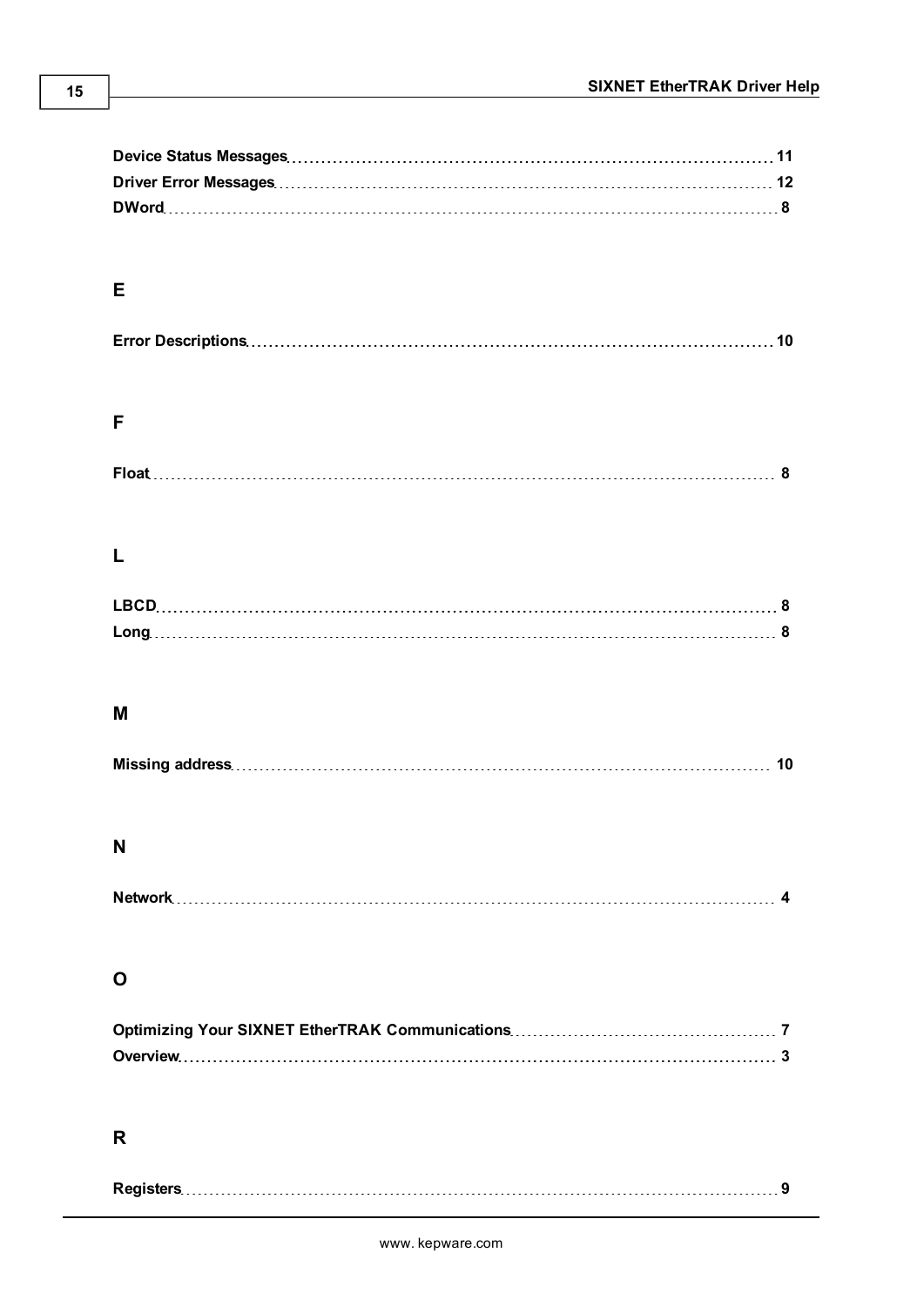**Device Status Messages** 11
**Driver Error Messages** 12
**DWord** 8

## E

**Error Descriptions** 10

## F

**Float** 8

## L

**LBCD** 8
**Long** 8

## M

**Missing address** 10

## N

**Network** 4

## O

**Optimizing Your SIXNET EtherTRAK Communications** 7
**Overview** 3

## R

**Registers** 9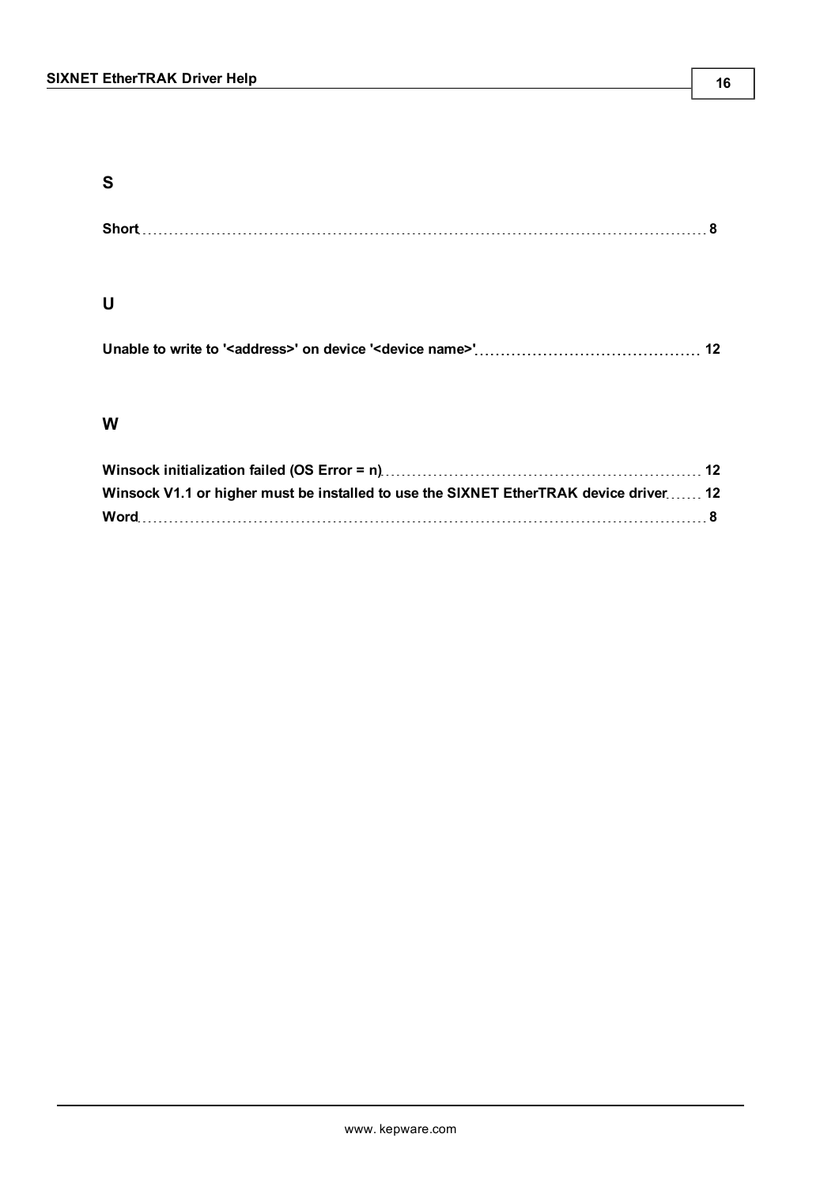## S

**Short** ........ 8

## U

**Unable to write to '<address>' on device '<device name>'** ........ 12

## W

**Winsock initialization failed (OS Error = n)** ........ 12

**Winsock V1.1 or higher must be installed to use the SIXNET EtherTRAK device driver** ........ 12

**Word** ........ 8